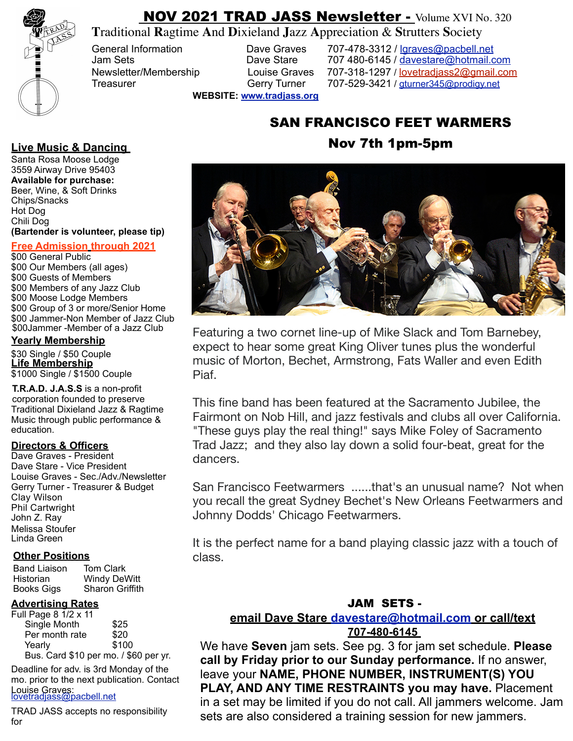# NOV 2021 TRAD JASS Newsletter - Volume XVI No. 320

**T**raditional **R**agtime **A**nd **D**ixieland **J**azz **A**ppreciation & **S**trutters **S**ociety

| | | |
|---|---|---|
| General Information | Dave Graves | 707-478-3312 / lgraves@pacbell.net |
| Jam Sets | Dave Stare | 707 480-6145 / davestare@hotmail.com |
| Newsletter/Membership | Louise Graves | 707-318-1297 / lovetradjass2@gmail.com |
| Treasurer | Gerry Turner | 707-529-3421 / gturner345@prodigy.net |

**WEBSITE: www.tradjass.org**

## SAN FRANCISCO FEET WARMERS

### Nov 7th 1pm-5pm

Featuring a two cornet line-up of Mike Slack and Tom Barnebey, expect to hear some great King Oliver tunes plus the wonderful music of Morton, Bechet, Armstrong, Fats Waller and even Edith Piaf.

This fine band has been featured at the Sacramento Jubilee, the Fairmont on Nob Hill, and jazz festivals and clubs all over California. "These guys play the real thing!" says Mike Foley of Sacramento Trad Jazz; and they also lay down a solid four-beat, great for the dancers.

San Francisco Feetwarmers ......that's an unusual name? Not when you recall the great Sydney Bechet's New Orleans Feetwarmers and Johnny Dodds' Chicago Feetwarmers.

It is the perfect name for a band playing classic jazz with a touch of class.

### JAM SETS - email Dave Stare davestare@hotmail.com or call/text 707-480-6145

We have **Seven** jam sets. See pg. 3 for jam set schedule. **Please call by Friday prior to our Sunday performance.** If no answer, leave your **NAME, PHONE NUMBER, INSTRUMENT(S) YOU PLAY, AND ANY TIME RESTRAINTS you may have.** Placement in a set may be limited if you do not call. All jammers welcome. Jam sets are also considered a training session for new jammers.

## Live Music & Dancing

Santa Rosa Moose Lodge
3559 Airway Drive 95403

**Available for purchase:**
Beer, Wine, & Soft Drinks
Chips/Snacks
Hot Dog
Chili Dog
**(Bartender is volunteer, please tip)**

## Free Admission through 2021

$00 General Public
$00 Our Members (all ages)
$00 Guests of Members
$00 Members of any Jazz Club
$00 Moose Lodge Members
$00 Group of 3 or more/Senior Home
$00 Jammer-Non Member of Jazz Club
$00Jammer -Member of a Jazz Club

## Yearly Membership

$30 Single / $50 Couple

## Life Membership

$1000 Single / $1500 Couple

**T.R.A.D. J.A.S.S** is a non-profit corporation founded to preserve Traditional Dixieland Jazz & Ragtime Music through public performance & education.

## Directors & Officers

Dave Graves - President
Dave Stare - Vice President
Louise Graves - Sec./Adv./Newsletter
Gerry Turner - Treasurer & Budget
Clay Wilson
Phil Cartwright
John Z. Ray
Melissa Stoufer
Linda Green

## Other Positions

| | |
|---|---|
| Band Liaison | Tom Clark |
| Historian | Windy DeWitt |
| Books Gigs | Sharon Griffith |

## Advertising Rates

Full Page 8 1/2 x 11

| | |
|---|---|
| Single Month | $25 |
| Per month rate | $20 |
| Yearly | $100 |

Bus. Card $10 per mo. / $60 per yr.

Deadline for adv. is 3rd Monday of the mo. prior to the next publication. Contact Louise Graves: lovetradjass@pacbell.net

TRAD JASS accepts no responsibility for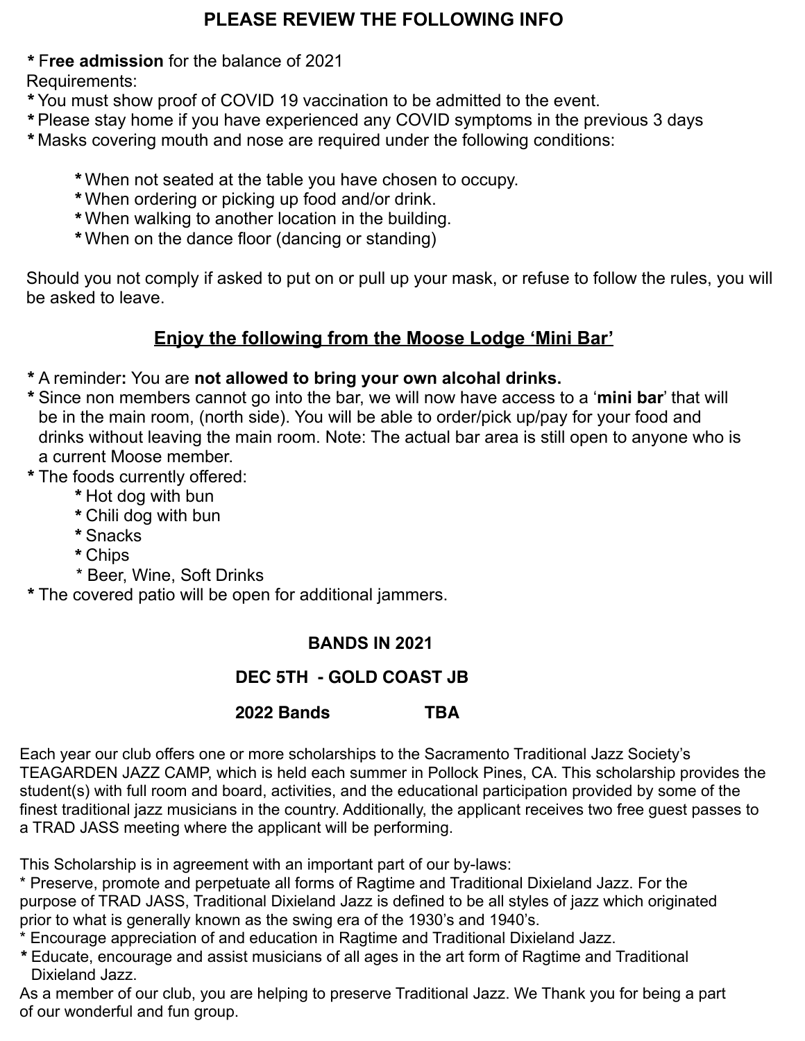## PLEASE REVIEW THE FOLLOWING INFO

* F**ree admission** for the balance of 2021

Requirements:

* You must show proof of COVID 19 vaccination to be admitted to the event.
* Please stay home if you have experienced any COVID symptoms in the previous 3 days
* Masks covering mouth and nose are required under the following conditions:
    * When not seated at the table you have chosen to occupy.
    * When ordering or picking up food and/or drink.
    * When walking to another location in the building.
    * When on the dance floor (dancing or standing)

Should you not comply if asked to put on or pull up your mask, or refuse to follow the rules, you will be asked to leave.

## <u>Enjoy the following from the Moose Lodge 'Mini Bar'</u>

* A reminder**:** You are **not allowed to bring your own alcohal drinks.**
* Since non members cannot go into the bar, we will now have access to a '**mini bar**' that will be in the main room, (north side). You will be able to order/pick up/pay for your food and drinks without leaving the main room. Note: The actual bar area is still open to anyone who is a current Moose member.
* The foods currently offered:
    * Hot dog with bun
    * Chili dog with bun
    * Snacks
    * Chips
    * Beer, Wine, Soft Drinks
* The covered patio will be open for additional jammers.

### BANDS IN 2021

**DEC 5TH - GOLD COAST JB**

**2022 Bands TBA**

Each year our club offers one or more scholarships to the Sacramento Traditional Jazz Society's TEAGARDEN JAZZ CAMP, which is held each summer in Pollock Pines, CA. This scholarship provides the student(s) with full room and board, activities, and the educational participation provided by some of the finest traditional jazz musicians in the country. Additionally, the applicant receives two free guest passes to a TRAD JASS meeting where the applicant will be performing.

This Scholarship is in agreement with an important part of our by-laws:

* Preserve, promote and perpetuate all forms of Ragtime and Traditional Dixieland Jazz. For the purpose of TRAD JASS, Traditional Dixieland Jazz is defined to be all styles of jazz which originated prior to what is generally known as the swing era of the 1930's and 1940's.
* Encourage appreciation of and education in Ragtime and Traditional Dixieland Jazz.
* Educate, encourage and assist musicians of all ages in the art form of Ragtime and Traditional Dixieland Jazz.

As a member of our club, you are helping to preserve Traditional Jazz. We Thank you for being a part of our wonderful and fun group.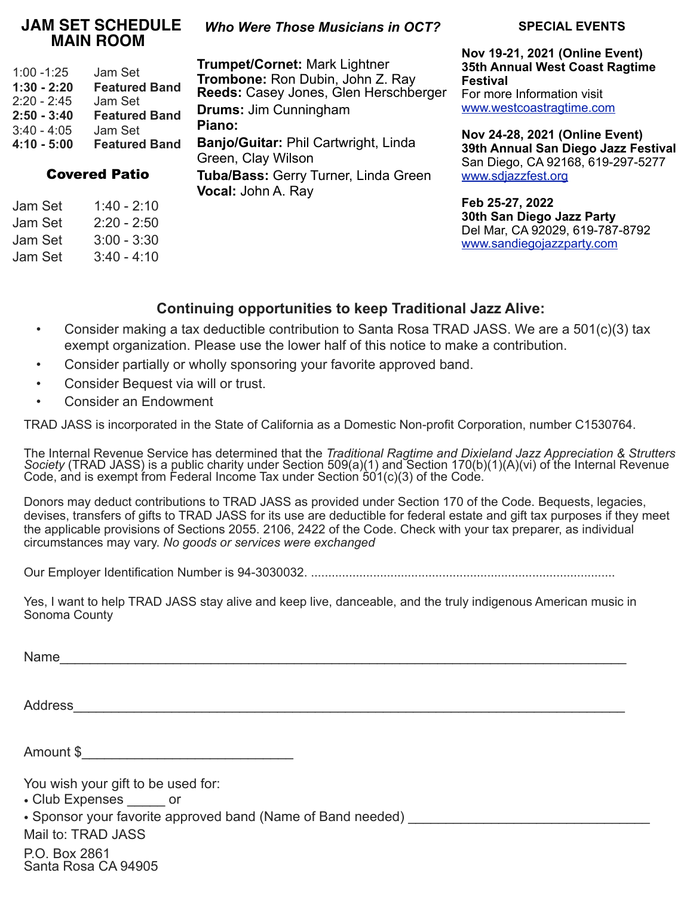## JAM SET SCHEDULE MAIN ROOM

| | |
|---|---|
| 1:00 -1:25 | Jam Set |
| **1:30 - 2:20** | **Featured Band** |
| 2:20 - 2:45 | Jam Set |
| **2:50 - 3:40** | **Featured Band** |
| 3:40 - 4:05 | Jam Set |
| **4:10 - 5:00** | **Featured Band** |

### Covered Patio

| | |
|---|---|
| Jam Set | 1:40 - 2:10 |
| Jam Set | 2:20 - 2:50 |
| Jam Set | 3:00 - 3:30 |
| Jam Set | 3:40 - 4:10 |

### *Who Were Those Musicians in OCT?*

**Trumpet/Cornet:** Mark Lightner
**Trombone:** Ron Dubin, John Z. Ray
**Reeds:** Casey Jones, Glen Herschberger
**Drums:** Jim Cunningham
**Piano:**
**Banjo/Guitar:** Phil Cartwright, Linda Green, Clay Wilson
**Tuba/Bass:** Gerry Turner, Linda Green
**Vocal:** John A. Ray

### SPECIAL EVENTS

**Nov 19-21, 2021 (Online Event)**
**35th Annual West Coast Ragtime Festival**
For more Information visit
www.westcoastragtime.com

**Nov 24-28, 2021 (Online Event)**
**39th Annual San Diego Jazz Festival**
San Diego, CA 92168, 619-297-5277
www.sdjazzfest.org

**Feb 25-27, 2022**
**30th San Diego Jazz Party**
Del Mar, CA 92029, 619-787-8792
www.sandiegojazzparty.com

## Continuing opportunities to keep Traditional Jazz Alive:

- Consider making a tax deductible contribution to Santa Rosa TRAD JASS. We are a 501(c)(3) tax exempt organization. Please use the lower half of this notice to make a contribution.
- Consider partially or wholly sponsoring your favorite approved band.
- Consider Bequest via will or trust.
- Consider an Endowment

TRAD JASS is incorporated in the State of California as a Domestic Non-profit Corporation, number C1530764.

The Internal Revenue Service has determined that the *Traditional Ragtime and Dixieland Jazz Appreciation & Strutters Society* (TRAD JASS) is a public charity under Section 509(a)(1) and Section 170(b)(1)(A)(vi) of the Internal Revenue Code, and is exempt from Federal Income Tax under Section 501(c)(3) of the Code.

Donors may deduct contributions to TRAD JASS as provided under Section 170 of the Code. Bequests, legacies, devises, transfers of gifts to TRAD JASS for its use are deductible for federal estate and gift tax purposes if they meet the applicable provisions of Sections 2055. 2106, 2422 of the Code. Check with your tax preparer, as individual circumstances may vary. *No goods or services were exchanged*

Our Employer Identification Number is 94-3030032. ........................................................................................

Yes, I want to help TRAD JASS stay alive and keep live, danceable, and the truly indigenous American music in Sonoma County

Name____________________________________________________________________________

Address__________________________________________________________________________

Amount $____________________________

You wish your gift to be used for:
• Club Expenses _____ or
• Sponsor your favorite approved band (Name of Band needed) _______________________________

Mail to: TRAD JASS
P.O. Box 2861
Santa Rosa CA 94905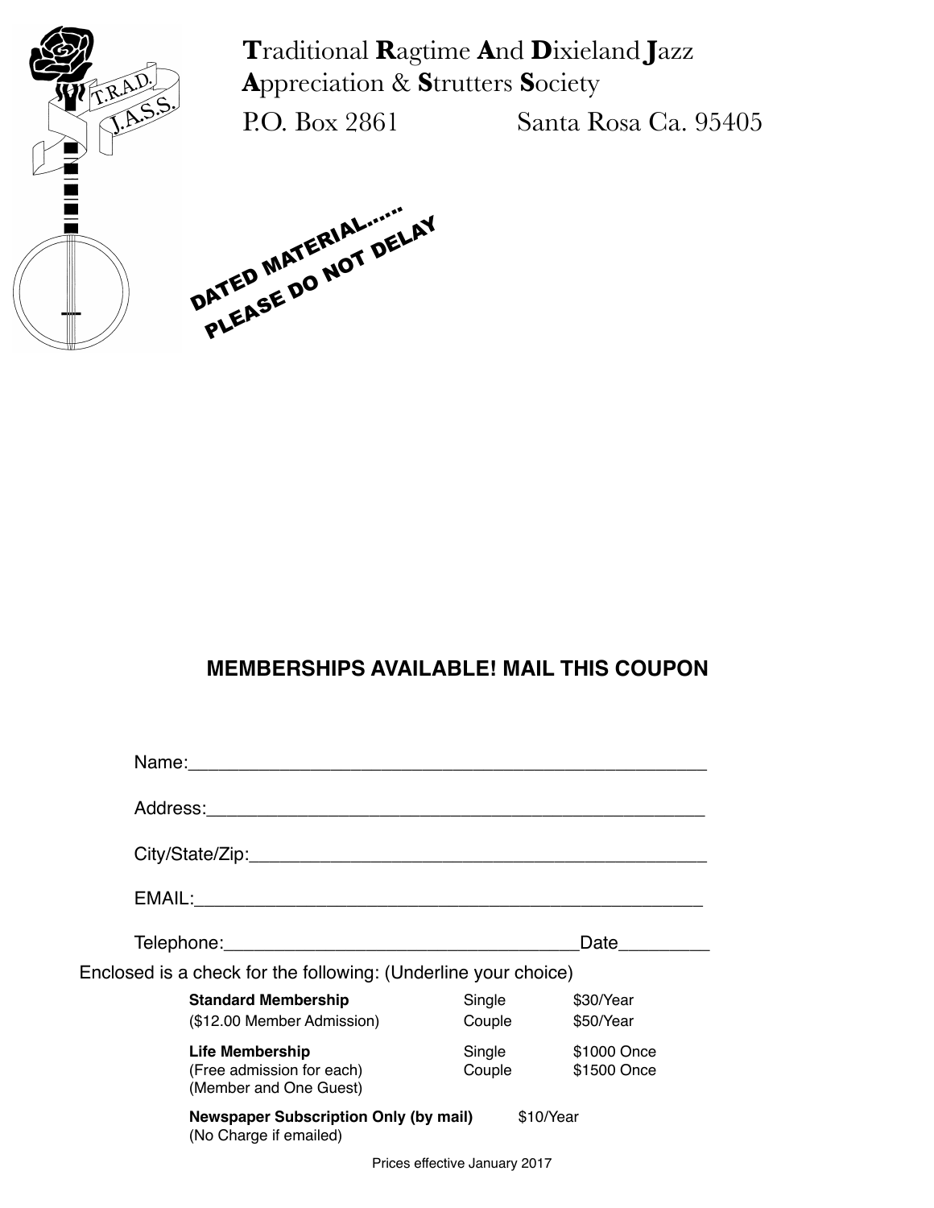**T**raditional **R**agtime **A**nd **D**ixieland **J**azz
**A**ppreciation & **S**trutters **S**ociety

P.O. Box 2861 Santa Rosa Ca. 95405

T.R.A.D. J.A.S.S.

DATED MATERIAL......
PLEASE DO NOT DELAY

## MEMBERSHIPS AVAILABLE! MAIL THIS COUPON

Name:___________________________________________________

Address:_________________________________________________

City/State/Zip:____________________________________________

EMAIL:__________________________________________________

Telephone:________________________________Date_________

Enclosed is a check for the following: (Underline your choice)

| | | |
|---|---|---|
| **Standard Membership** | Single | $30/Year |
| ($12.00 Member Admission) | Couple | $50/Year |
| **Life Membership** | Single | $1000 Once |
| (Free admission for each) (Member and One Guest) | Couple | $1500 Once |
| **Newspaper Subscription Only (by mail)** (No Charge if emailed) | $10/Year | |

Prices effective January 2017